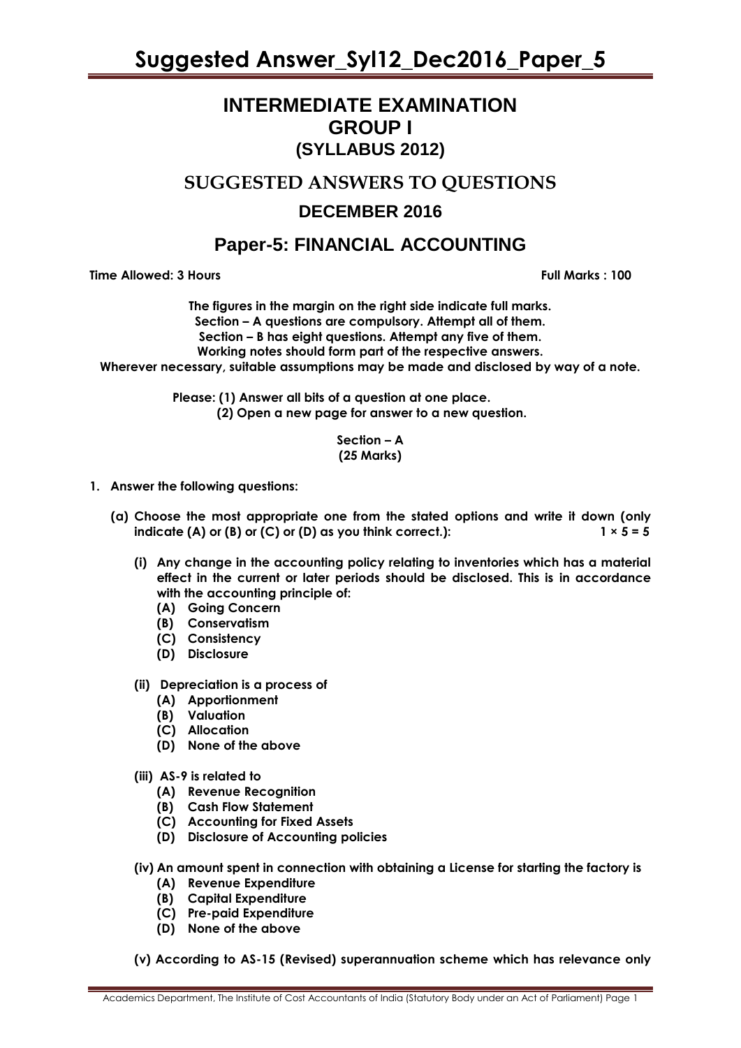# INTERMEDIATE EXAMINATION
## GROUP I
## (SYLLABUS 2012)

## SUGGESTED ANSWERS TO QUESTIONS

## DECEMBER 2016

## Paper-5: FINANCIAL ACCOUNTING

**Time Allowed: 3 Hours** **Full Marks : 100**

**The figures in the margin on the right side indicate full marks.**
**Section – A questions are compulsory. Attempt all of them.**
**Section – B has eight questions. Attempt any five of them.**
**Working notes should form part of the respective answers.**
**Wherever necessary, suitable assumptions may be made and disclosed by way of a note.**

**Please: (1) Answer all bits of a question at one place.**
**(2) Open a new page for answer to a new question.**

**Section – A**
**(25 Marks)**

**1. Answer the following questions:**

**(a) Choose the most appropriate one from the stated options and write it down (only indicate (A) or (B) or (C) or (D) as you think correct.):** **1 × 5 = 5**

**(i) Any change in the accounting policy relating to inventories which has a material effect in the current or later periods should be disclosed. This is in accordance with the accounting principle of:**
- **(A) Going Concern**
- **(B) Conservatism**
- **(C) Consistency**
- **(D) Disclosure**

**(ii) Depreciation is a process of**
- **(A) Apportionment**
- **(B) Valuation**
- **(C) Allocation**
- **(D) None of the above**

**(iii) AS-9 is related to**
- **(A) Revenue Recognition**
- **(B) Cash Flow Statement**
- **(C) Accounting for Fixed Assets**
- **(D) Disclosure of Accounting policies**

**(iv) An amount spent in connection with obtaining a License for starting the factory is**
- **(A) Revenue Expenditure**
- **(B) Capital Expenditure**
- **(C) Pre-paid Expenditure**
- **(D) None of the above**

**(v) According to AS-15 (Revised) superannuation scheme which has relevance only**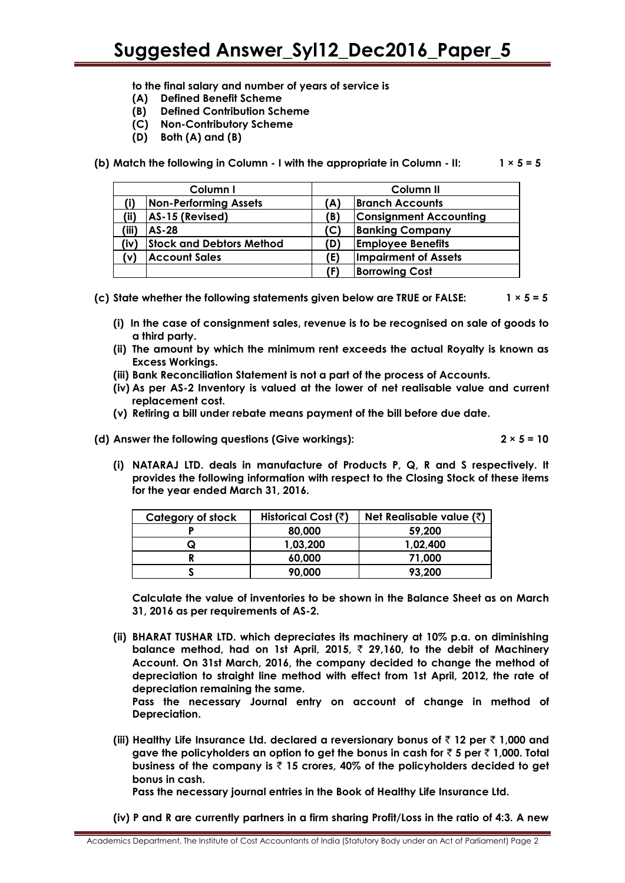**to the final salary and number of years of service is**

**(A) Defined Benefit Scheme**

**(B) Defined Contribution Scheme**

**(C) Non-Contributory Scheme**

**(D) Both (A) and (B)**

**(b) Match the following in Column - I with the appropriate in Column - II: 1 × 5 = 5**

| Column I | | Column II | |
|---|---|---|---|
| (i) | Non-Performing Assets | (A) | Branch Accounts |
| (ii) | AS-15 (Revised) | (B) | Consignment Accounting |
| (iii) | AS-28 | (C) | Banking Company |
| (iv) | Stock and Debtors Method | (D) | Employee Benefits |
| (v) | Account Sales | (E) | Impairment of Assets |
| | | (F) | Borrowing Cost |

**(c) State whether the following statements given below are TRUE or FALSE: 1 × 5 = 5**

**(i) In the case of consignment sales, revenue is to be recognised on sale of goods to a third party.**

**(ii) The amount by which the minimum rent exceeds the actual Royalty is known as Excess Workings.**

**(iii) Bank Reconciliation Statement is not a part of the process of Accounts.**

**(iv) As per AS-2 Inventory is valued at the lower of net realisable value and current replacement cost.**

**(v) Retiring a bill under rebate means payment of the bill before due date.**

**(d) Answer the following questions (Give workings): 2 × 5 = 10**

**(i) NATARAJ LTD. deals in manufacture of Products P, Q, R and S respectively. It provides the following information with respect to the Closing Stock of these items for the year ended March 31, 2016.**

| Category of stock | Historical Cost (₹) | Net Realisable value (₹) |
|---|---|---|
| P | 80,000 | 59,200 |
| Q | 1,03,200 | 1,02,400 |
| R | 60,000 | 71,000 |
| S | 90,000 | 93,200 |

**Calculate the value of inventories to be shown in the Balance Sheet as on March 31, 2016 as per requirements of AS-2.**

**(ii) BHARAT TUSHAR LTD. which depreciates its machinery at 10% p.a. on diminishing balance method, had on 1st April, 2015, ₹ 29,160, to the debit of Machinery Account. On 31st March, 2016, the company decided to change the method of depreciation to straight line method with effect from 1st April, 2012, the rate of depreciation remaining the same.**

**Pass the necessary Journal entry on account of change in method of Depreciation.**

**(iii) Healthy Life Insurance Ltd. declared a reversionary bonus of ₹ 12 per ₹ 1,000 and gave the policyholders an option to get the bonus in cash for ₹ 5 per ₹ 1,000. Total business of the company is ₹ 15 crores, 40% of the policyholders decided to get bonus in cash.**

**Pass the necessary journal entries in the Book of Healthy Life Insurance Ltd.**

**(iv) P and R are currently partners in a firm sharing Profit/Loss in the ratio of 4:3. A new**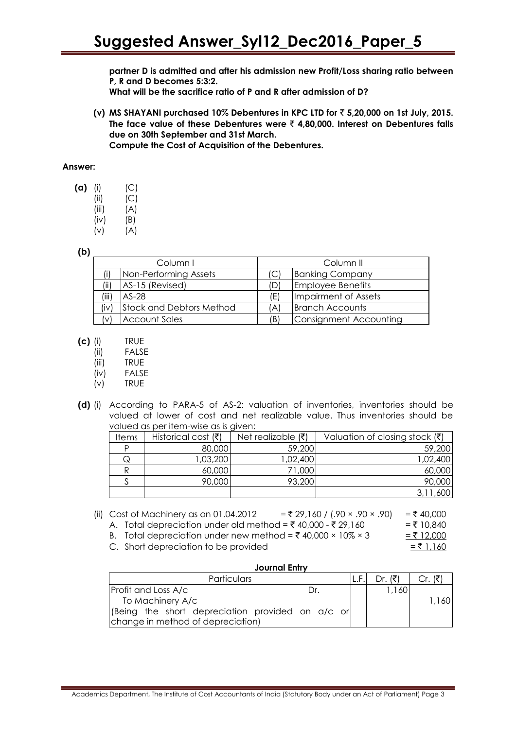**partner D is admitted and after his admission new Profit/Loss sharing ratio between P, R and D becomes 5:3:2.**
**What will be the sacrifice ratio of P and R after admission of D?**

**(v) MS SHAYANI purchased 10% Debentures in KPC LTD for ₹ 5,20,000 on 1st July, 2015. The face value of these Debentures were ₹ 4,80,000. Interest on Debentures falls due on 30th September and 31st March.**
**Compute the Cost of Acquisition of the Debentures.**

**Answer:**

**(a)**
- (i) (C)
- (ii) (C)
- (iii) (A)
- (iv) (B)
- (v) (A)

**(b)**

| | Column I | | Column II |
|---|---|---|---|
| (i) | Non-Performing Assets | (C) | Banking Company |
| (ii) | AS-15 (Revised) | (D) | Employee Benefits |
| (iii) | AS-28 | (E) | Impairment of Assets |
| (iv) | Stock and Debtors Method | (A) | Branch Accounts |
| (v) | Account Sales | (B) | Consignment Accounting |

**(c)**
- (i) TRUE
- (ii) FALSE
- (iii) TRUE
- (iv) FALSE
- (v) TRUE

**(d)** (i) According to PARA-5 of AS-2: valuation of inventories, inventories should be valued at lower of cost and net realizable value. Thus inventories should be valued as per item-wise as is given:

| Items | Historical cost (₹) | Net realizable (₹) | Valuation of closing stock (₹) |
|---|---|---|---|
| P | 80,000 | 59,200 | 59,200 |
| Q | 1,03,200 | 1,02,400 | 1,02,400 |
| R | 60,000 | 71,000 | 60,000 |
| S | 90,000 | 93,200 | 90,000 |
| | | | 3,11,600 |

(ii) Cost of Machinery as on 01.04.2012 = ₹ 29,160 / (.90 × .90 × .90) = ₹ 40,000

A. Total depreciation under old method = ₹ 40,000 - ₹ 29,160 = ₹ 10,840

B. Total depreciation under new method = ₹ 40,000 × 10% × 3 = ₹ 12,000

C. Short depreciation to be provided = ₹ 1,160

**Journal Entry**

| Particulars | | L.F. | Dr. (₹) | Cr. (₹) |
|---|---|---|---|---|
| Profit and Loss A/c | Dr. | | 1,160 | |
| To Machinery A/c | | | | 1,160 |
| (Being the short depreciation provided on a/c or change in method of depreciation) | | | | |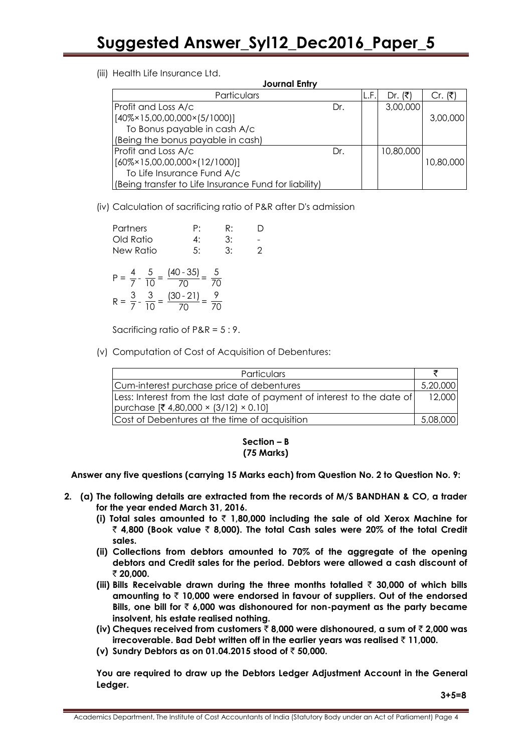(iii) Health Life Insurance Ltd.

**Journal Entry**

| Particulars | | L.F. | Dr. (₹) | Cr. (₹) |
|---|---|---|---|---|
| Profit and Loss A/c | Dr. | | 3,00,000 | |
| [40%×15,00,00,000×(5/1000)] | | | | 3,00,000 |
| To Bonus payable in cash A/c | | | | |
| (Being the bonus payable in cash) | | | | |
| Profit and Loss A/c | Dr. | | 10,80,000 | |
| [60%×15,00,00,000×(12/1000)] | | | | 10,80,000 |
| To Life Insurance Fund A/c | | | | |
| (Being transfer to Life Insurance Fund for liability) | | | | |

(iv) Calculation of sacrificing ratio of P&R after D's admission

| Partners | P: | R: | D |
|---|---|---|---|
| Old Ratio | 4: | 3: | - |
| New Ratio | 5: | 3: | 2 |

$$P = \frac{4}{7} - \frac{5}{10} = \frac{(40-35)}{70} = \frac{5}{70}$$

$$R = \frac{3}{7} - \frac{3}{10} = \frac{(30-21)}{70} = \frac{9}{70}$$

Sacrificing ratio of P&R = 5 : 9.

(v) Computation of Cost of Acquisition of Debentures:

| Particulars | ₹ |
|---|---|
| Cum-interest purchase price of debentures | 5,20,000 |
| Less: Interest from the last date of payment of interest to the date of purchase [₹ 4,80,000 × (3/12) × 0.10] | 12,000 |
| Cost of Debentures at the time of acquisition | 5,08,000 |

## Section – B
### (75 Marks)

**Answer any five questions (carrying 15 Marks each) from Question No. 2 to Question No. 9:**

**2. (a) The following details are extracted from the records of M/S BANDHAN & CO, a trader for the year ended March 31, 2016.**

**(i) Total sales amounted to ₹ 1,80,000 including the sale of old Xerox Machine for ₹ 4,800 (Book value ₹ 8,000). The total Cash sales were 20% of the total Credit sales.**

**(ii) Collections from debtors amounted to 70% of the aggregate of the opening debtors and Credit sales for the period. Debtors were allowed a cash discount of ₹ 20,000.**

**(iii) Bills Receivable drawn during the three months totalled ₹ 30,000 of which bills amounting to ₹ 10,000 were endorsed in favour of suppliers. Out of the endorsed Bills, one bill for ₹ 6,000 was dishonoured for non-payment as the party became insolvent, his estate realised nothing.**

**(iv) Cheques received from customers ₹ 8,000 were dishonoured, a sum of ₹ 2,000 was irrecoverable. Bad Debt written off in the earlier years was realised ₹ 11,000.**

**(v) Sundry Debtors as on 01.04.2015 stood of ₹ 50,000.**

**You are required to draw up the Debtors Ledger Adjustment Account in the General Ledger.**

**3+5=8**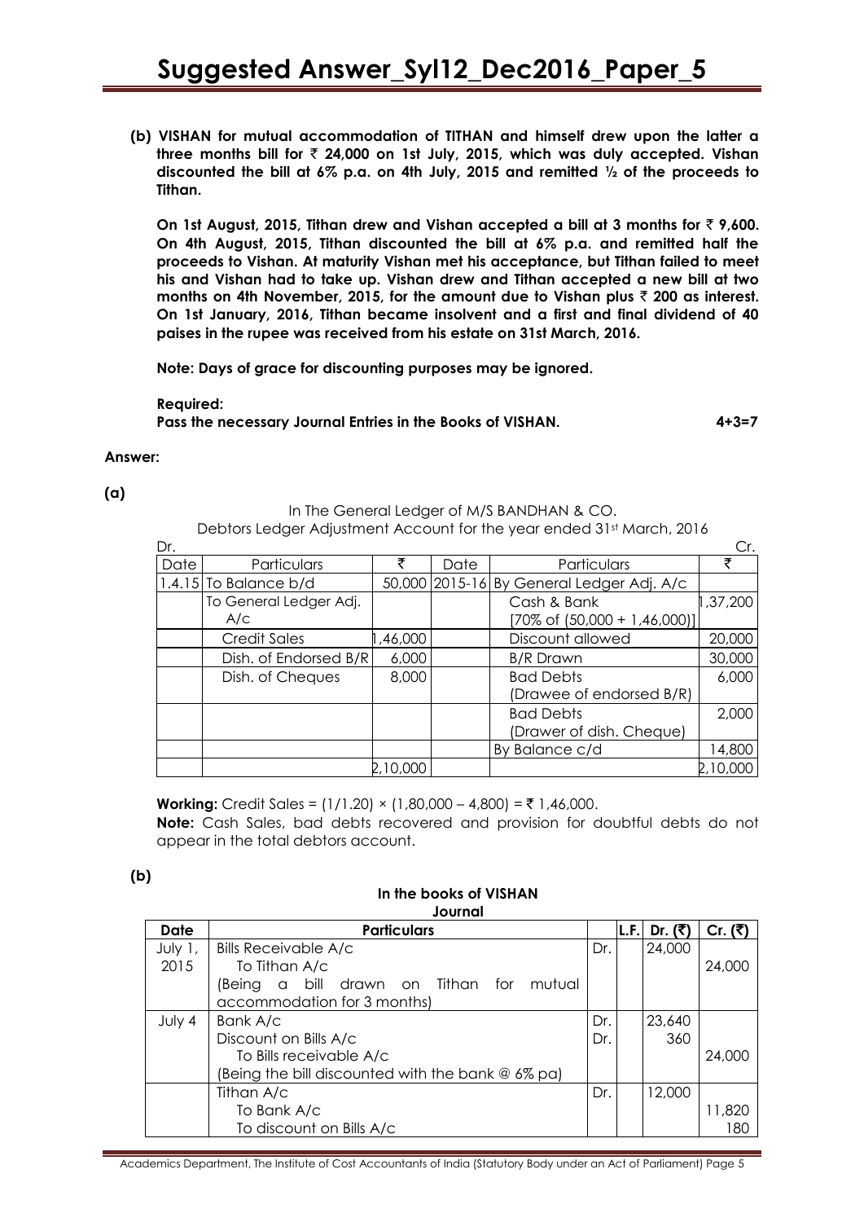**(b) VISHAN for mutual accommodation of TITHAN and himself drew upon the latter a three months bill for ₹ 24,000 on 1st July, 2015, which was duly accepted. Vishan discounted the bill at 6% p.a. on 4th July, 2015 and remitted ½ of the proceeds to Tithan.**

**On 1st August, 2015, Tithan drew and Vishan accepted a bill at 3 months for ₹ 9,600. On 4th August, 2015, Tithan discounted the bill at 6% p.a. and remitted half the proceeds to Vishan. At maturity Vishan met his acceptance, but Tithan failed to meet his and Vishan had to take up. Vishan drew and Tithan accepted a new bill at two months on 4th November, 2015, for the amount due to Vishan plus ₹ 200 as interest. On 1st January, 2016, Tithan became insolvent and a first and final dividend of 40 paises in the rupee was received from his estate on 31st March, 2016.**

**Note: Days of grace for discounting purposes may be ignored.**

**Required:**
**Pass the necessary Journal Entries in the Books of VISHAN. 4+3=7**

**Answer:**

**(a)**

In The General Ledger of M/S BANDHAN & CO.
Debtors Ledger Adjustment Account for the year ended 31st March, 2016

| Dr. | | | | | Cr. |
|---|---|---|---|---|---|
| Date | Particulars | ₹ | Date | Particulars | ₹ |
| 1.4.15 | To Balance b/d | 50,000 | 2015-16 | By General Ledger Adj. A/c | |
| | To General Ledger Adj. A/c | | | Cash & Bank [70% of (50,000 + 1,46,000)] | 1,37,200 |
| | Credit Sales | 1,46,000 | | Discount allowed | 20,000 |
| | Dish. of Endorsed B/R | 6,000 | | B/R Drawn | 30,000 |
| | Dish. of Cheques | 8,000 | | Bad Debts (Drawee of endorsed B/R) | 6,000 |
| | | | | Bad Debts (Drawer of dish. Cheque) | 2,000 |
| | | | | By Balance c/d | 14,800 |
| | | 2,10,000 | | | 2,10,000 |

**Working:** Credit Sales = (1/1.20) × (1,80,000 – 4,800) = ₹ 1,46,000.

**Note:** Cash Sales, bad debts recovered and provision for doubtful debts do not appear in the total debtors account.

**(b)**

**In the books of VISHAN**
**Journal**

| Date | Particulars | | L.F. | Dr. (₹) | Cr. (₹) |
|---|---|---|---|---|---|
| July 1, 2015 | Bills Receivable A/c<br>To Tithan A/c<br>(Being a bill drawn on Tithan for mutual accommodation for 3 months) | Dr. | | 24,000 | <br>24,000 |
| July 4 | Bank A/c<br>Discount on Bills A/c<br>To Bills receivable A/c<br>(Being the bill discounted with the bank @ 6% pa) | Dr.<br>Dr. | | 23,640<br>360 | <br><br>24,000 |
| | Tithan A/c<br>To Bank A/c<br>To discount on Bills A/c | Dr. | | 12,000 | <br>11,820<br>180 |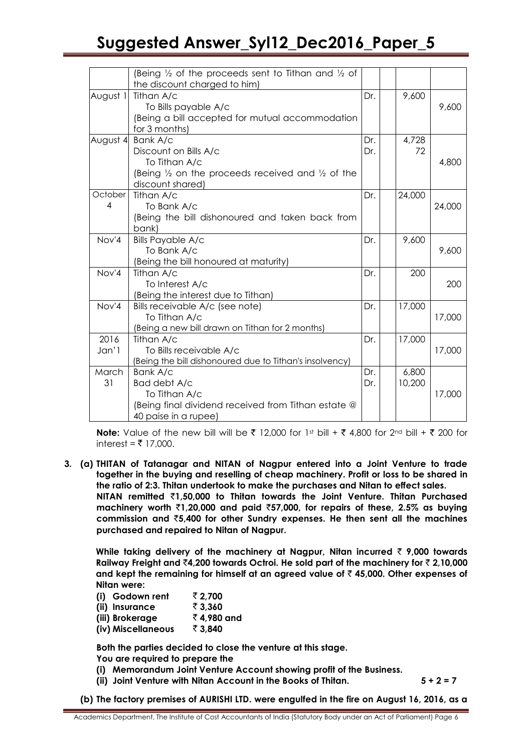| | | | | | |
|---|---|---|---|---|---|
| | (Being ½ of the proceeds sent to Tithan and ½ of the discount charged to him) | | | | |
| August 1 | Tithan A/c<br>To Bills payable A/c<br>(Being a bill accepted for mutual accommodation for 3 months) | Dr. | | 9,600 | 9,600 |
| August 4 | Bank A/c<br>Discount on Bills A/c<br>To Tithan A/c<br>(Being ½ on the proceeds received and ½ of the discount shared) | Dr.<br>Dr. | | 4,728<br>72 | 4,800 |
| October 4 | Tithan A/c<br>To Bank A/c<br>(Being the bill dishonoured and taken back from bank) | Dr. | | 24,000 | 24,000 |
| Nov'4 | Bills Payable A/c<br>To Bank A/c<br>(Being the bill honoured at maturity) | Dr. | | 9,600 | 9,600 |
| Nov'4 | Tithan A/c<br>To Interest A/c<br>(Being the interest due to Tithan) | Dr. | | 200 | 200 |
| Nov'4 | Bills receivable A/c (see note)<br>To Tithan A/c<br>(Being a new bill drawn on Tithan for 2 months) | Dr. | | 17,000 | 17,000 |
| 2016 Jan'1 | Tithan A/c<br>To Bills receivable A/c<br>(Being the bill dishonoured due to Tithan's insolvency) | Dr. | | 17,000 | 17,000 |
| March 31 | Bank A/c<br>Bad debt A/c<br>To Tithan A/c<br>(Being final dividend received from Tithan estate @ 40 paise in a rupee) | Dr.<br>Dr. | | 6,800<br>10,200 | 17,000 |

**Note:** Value of the new bill will be ₹ 12,000 for 1st bill + ₹ 4,800 for 2nd bill + ₹ 200 for interest = ₹ 17,000.

**3. (a) THITAN of Tatanagar and NITAN of Nagpur entered into a Joint Venture to trade together in the buying and reselling of cheap machinery. Profit or loss to be shared in the ratio of 2:3. Thitan undertook to make the purchases and Nitan to effect sales.**

**NITAN remitted ₹1,50,000 to Thitan towards the Joint Venture. Thitan Purchased machinery worth ₹1,20,000 and paid ₹57,000, for repairs of these, 2.5% as buying commission and ₹5,400 for other Sundry expenses. He then sent all the machines purchased and repaired to Nitan of Nagpur.**

**While taking delivery of the machinery at Nagpur, Nitan incurred ₹ 9,000 towards Railway Freight and ₹4,200 towards Octroi. He sold part of the machinery for ₹ 2,10,000 and kept the remaining for himself at an agreed value of ₹ 45,000. Other expenses of Nitan were:**

**(i) Godown rent ₹ 2,700**
**(ii) Insurance ₹ 3,360**
**(iii) Brokerage ₹ 4,980 and**
**(iv) Miscellaneous ₹ 3,840**

**Both the parties decided to close the venture at this stage.**
**You are required to prepare the**

**(i) Memorandum Joint Venture Account showing profit of the Business.**
**(ii) Joint Venture with Nitan Account in the Books of Thitan. 5 + 2 = 7**

**(b) The factory premises of AURISHI LTD. were engulfed in the fire on August 16, 2016, as a**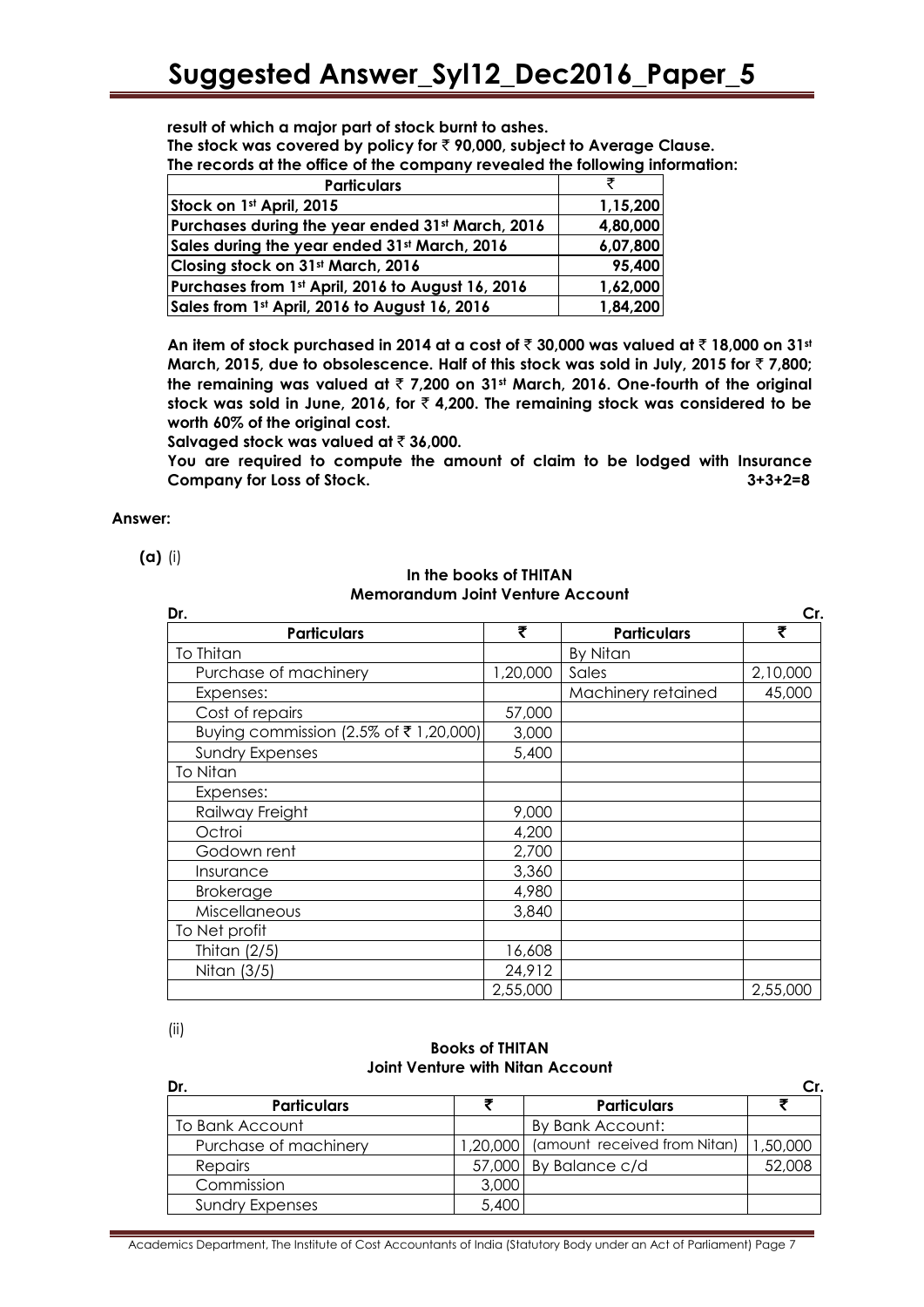**result of which a major part of stock burnt to ashes.**

**The stock was covered by policy for ₹ 90,000, subject to Average Clause.**

**The records at the office of the company revealed the following information:**

| Particulars | ₹ |
|---|---|
| Stock on 1st April, 2015 | 1,15,200 |
| Purchases during the year ended 31st March, 2016 | 4,80,000 |
| Sales during the year ended 31st March, 2016 | 6,07,800 |
| Closing stock on 31st March, 2016 | 95,400 |
| Purchases from 1st April, 2016 to August 16, 2016 | 1,62,000 |
| Sales from 1st April, 2016 to August 16, 2016 | 1,84,200 |

**An item of stock purchased in 2014 at a cost of ₹ 30,000 was valued at ₹ 18,000 on 31st March, 2015, due to obsolescence. Half of this stock was sold in July, 2015 for ₹ 7,800; the remaining was valued at ₹ 7,200 on 31st March, 2016. One-fourth of the original stock was sold in June, 2016, for ₹ 4,200. The remaining stock was considered to be worth 60% of the original cost.**

**Salvaged stock was valued at ₹ 36,000.**

**You are required to compute the amount of claim to be lodged with Insurance Company for Loss of Stock.** **3+3+2=8**

**Answer:**

**(a)** (i)

**In the books of THITAN**
**Memorandum Joint Venture Account**

Dr. Cr.

| Particulars | ₹ | Particulars | ₹ |
|---|---|---|---|
| To Thitan | | By Nitan | |
| Purchase of machinery | 1,20,000 | Sales | 2,10,000 |
| Expenses: | | Machinery retained | 45,000 |
| Cost of repairs | 57,000 | | |
| Buying commission (2.5% of ₹ 1,20,000) | 3,000 | | |
| Sundry Expenses | 5,400 | | |
| To Nitan | | | |
| Expenses: | | | |
| Railway Freight | 9,000 | | |
| Octroi | 4,200 | | |
| Godown rent | 2,700 | | |
| Insurance | 3,360 | | |
| Brokerage | 4,980 | | |
| Miscellaneous | 3,840 | | |
| To Net profit | | | |
| Thitan (2/5) | 16,608 | | |
| Nitan (3/5) | 24,912 | | |
| | 2,55,000 | | 2,55,000 |

(ii)

**Books of THITAN**
**Joint Venture with Nitan Account**

Dr. Cr.

| Particulars | ₹ | Particulars | ₹ |
|---|---|---|---|
| To Bank Account | | By Bank Account: | |
| Purchase of machinery | 1,20,000 | (amount received from Nitan) | 1,50,000 |
| Repairs | 57,000 | By Balance c/d | 52,008 |
| Commission | 3,000 | | |
| Sundry Expenses | 5,400 | | |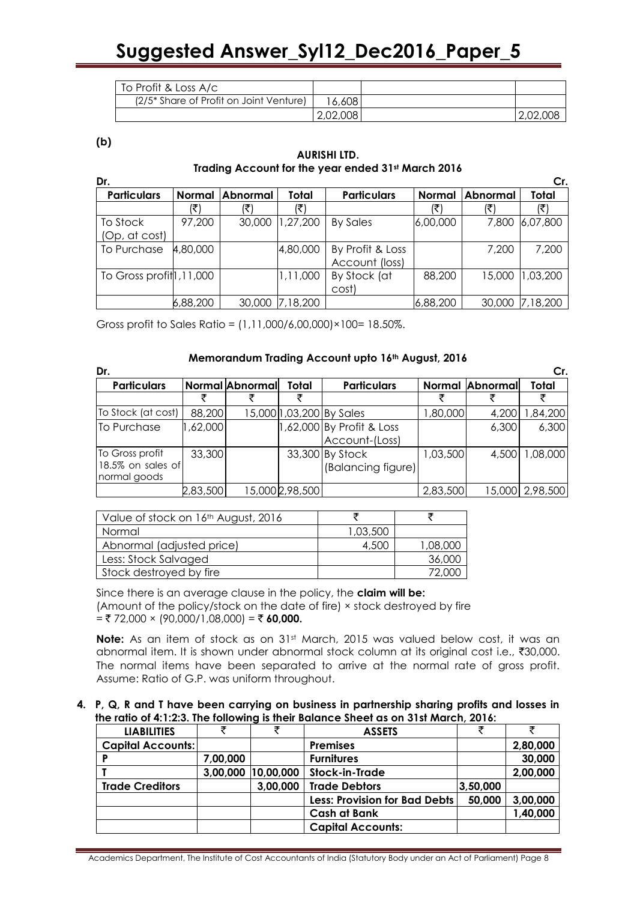| | | | |
|---|---|---|---|
| To Profit & Loss A/c | | | |
| (2/5* Share of Profit on Joint Venture) | 16,608 | | |
| | 2,02,008 | | 2,02,008 |

**(b)**

**AURISHI LTD.**
**Trading Account for the year ended 31st March 2016**

Dr. Cr.

| Particulars | Normal | Abnormal | Total | Particulars | Normal | Abnormal | Total |
|---|---|---|---|---|---|---|---|
| | (₹) | (₹) | (₹) | | (₹) | (₹) | (₹) |
| To Stock (Op, at cost) | 97,200 | 30,000 | 1,27,200 | By Sales | 6,00,000 | 7,800 | 6,07,800 |
| To Purchase | 4,80,000 | | 4,80,000 | By Profit & Loss Account (loss) | | 7,200 | 7,200 |
| To Gross profit | 1,11,000 | | 1,11,000 | By Stock (at cost) | 88,200 | 15,000 | 1,03,200 |
| | 6,88,200 | 30,000 | 7,18,200 | | 6,88,200 | 30,000 | 7,18,200 |

Gross profit to Sales Ratio = (1,11,000/6,00,000)×100= 18.50%.

**Memorandum Trading Account upto 16th August, 2016**

Dr. Cr.

| Particulars | Normal | Abnormal | Total | Particulars | Normal | Abnormal | Total |
|---|---|---|---|---|---|---|---|
| | ₹ | ₹ | ₹ | | ₹ | ₹ | ₹ |
| To Stock (at cost) | 88,200 | 15,000 | 1,03,200 | By Sales | 1,80,000 | 4,200 | 1,84,200 |
| To Purchase | 1,62,000 | | 1,62,000 | By Profit & Loss Account-(Loss) | | 6,300 | 6,300 |
| To Gross profit 18.5% on sales of normal goods | 33,300 | | 33,300 | By Stock (Balancing figure) | 1,03,500 | 4,500 | 1,08,000 |
| | 2,83,500 | 15,000 | 2,98,500 | | 2,83,500 | 15,000 | 2,98,500 |

| Value of stock on 16th August, 2016 | ₹ | ₹ |
|---|---|---|
| Normal | 1,03,500 | |
| Abnormal (adjusted price) | 4,500 | 1,08,000 |
| Less: Stock Salvaged | | 36,000 |
| Stock destroyed by fire | | 72,000 |

Since there is an average clause in the policy, the **claim will be:**
(Amount of the policy/stock on the date of fire) × stock destroyed by fire
= ₹ 72,000 × (90,000/1,08,000) = ₹ **60,000.**

**Note:** As an item of stock as on 31st March, 2015 was valued below cost, it was an abnormal item. It is shown under abnormal stock column at its original cost i.e., ₹30,000. The normal items have been separated to arrive at the normal rate of gross profit. Assume: Ratio of G.P. was uniform throughout.

**4. P, Q, R and T have been carrying on business in partnership sharing profits and losses in the ratio of 4:1:2:3. The following is their Balance Sheet as on 31st March, 2016:**

| LIABILITIES | ₹ | ₹ | ASSETS | ₹ | ₹ |
|---|---|---|---|---|---|
| **Capital Accounts:** | | | **Premises** | | **2,80,000** |
| **P** | **7,00,000** | | **Furnitures** | | **30,000** |
| **T** | **3,00,000** | **10,00,000** | **Stock-in-Trade** | | **2,00,000** |
| **Trade Creditors** | | **3,00,000** | **Trade Debtors** | **3,50,000** | |
| | | | **Less: Provision for Bad Debts** | **50,000** | **3,00,000** |
| | | | **Cash at Bank** | | **1,40,000** |
| | | | **Capital Accounts:** | | |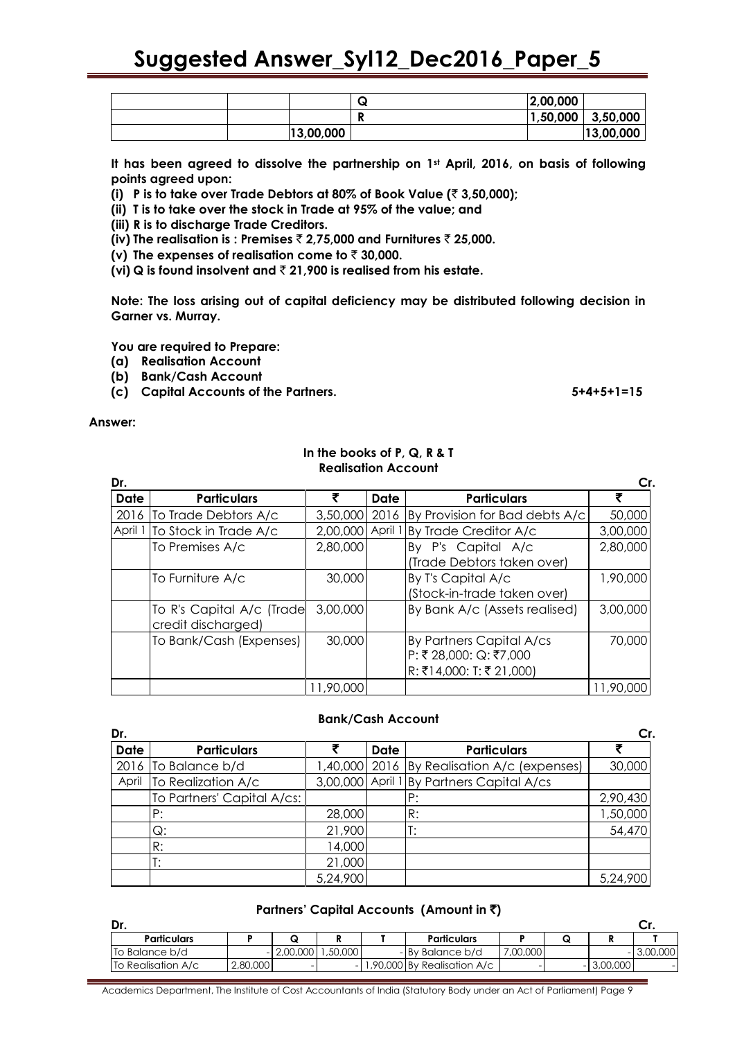|  |  |  | Q | 2,00,000 |  |
|---|---|---|---|---|---|
|  |  |  | R | 1,50,000 | 3,50,000 |
|  |  | 13,00,000 |  |  | 13,00,000 |

**It has been agreed to dissolve the partnership on 1st April, 2016, on basis of following points agreed upon:**

**(i) P is to take over Trade Debtors at 80% of Book Value (₹ 3,50,000);**

**(ii) T is to take over the stock in Trade at 95% of the value; and**

**(iii) R is to discharge Trade Creditors.**

**(iv) The realisation is : Premises ₹ 2,75,000 and Furnitures ₹ 25,000.**

**(v) The expenses of realisation come to ₹ 30,000.**

**(vi) Q is found insolvent and ₹ 21,900 is realised from his estate.**

**Note: The loss arising out of capital deficiency may be distributed following decision in Garner vs. Murray.**

**You are required to Prepare:**

**(a) Realisation Account**

**(b) Bank/Cash Account**

**(c) Capital Accounts of the Partners.** **5+4+5+1=15**

**Answer:**

**In the books of P, Q, R & T**

**Realisation Account**

Dr. Cr.

| Date | Particulars | ₹ | Date | Particulars | ₹ |
|---|---|---|---|---|---|
| 2016 | To Trade Debtors A/c | 3,50,000 | 2016 | By Provision for Bad debts A/c | 50,000 |
| April 1 | To Stock in Trade A/c | 2,00,000 | April 1 | By Trade Creditor A/c | 3,00,000 |
|  | To Premises A/c | 2,80,000 |  | By P's Capital A/c (Trade Debtors taken over) | 2,80,000 |
|  | To Furniture A/c | 30,000 |  | By T's Capital A/c (Stock-in-trade taken over) | 1,90,000 |
|  | To R's Capital A/c (Trade credit discharged) | 3,00,000 |  | By Bank A/c (Assets realised) | 3,00,000 |
|  | To Bank/Cash (Expenses) | 30,000 |  | By Partners Capital A/cs P: ₹ 28,000: Q: ₹7,000 R: ₹14,000: T: ₹ 21,000) | 70,000 |
|  |  | 11,90,000 |  |  | 11,90,000 |

**Bank/Cash Account**

Dr. Cr.

| Date | Particulars | ₹ | Date | Particulars | ₹ |
|---|---|---|---|---|---|
| 2016 | To Balance b/d | 1,40,000 | 2016 | By Realisation A/c (expenses) | 30,000 |
| April | To Realization A/c | 3,00,000 | April 1 | By Partners Capital A/cs |  |
|  | To Partners' Capital A/cs: |  |  | P: | 2,90,430 |
|  | P: | 28,000 |  | R: | 1,50,000 |
|  | Q: | 21,900 |  | T: | 54,470 |
|  | R: | 14,000 |  |  |  |
|  | T: | 21,000 |  |  |  |
|  |  | 5,24,900 |  |  | 5,24,900 |

**Partners' Capital Accounts (Amount in ₹)**

Dr. Cr.

| Particulars | P | Q | R | T | Particulars | P | Q | R | T |
|---|---|---|---|---|---|---|---|---|---|
| To Balance b/d | - | 2,00,000 | 1,50,000 | - | By Balance b/d | 7,00,000 |  | - | 3,00,000 |
| To Realisation A/c | 2,80,000 | - | - | 1,90,000 | By Realisation A/c | - |  | 3,00,000 | - |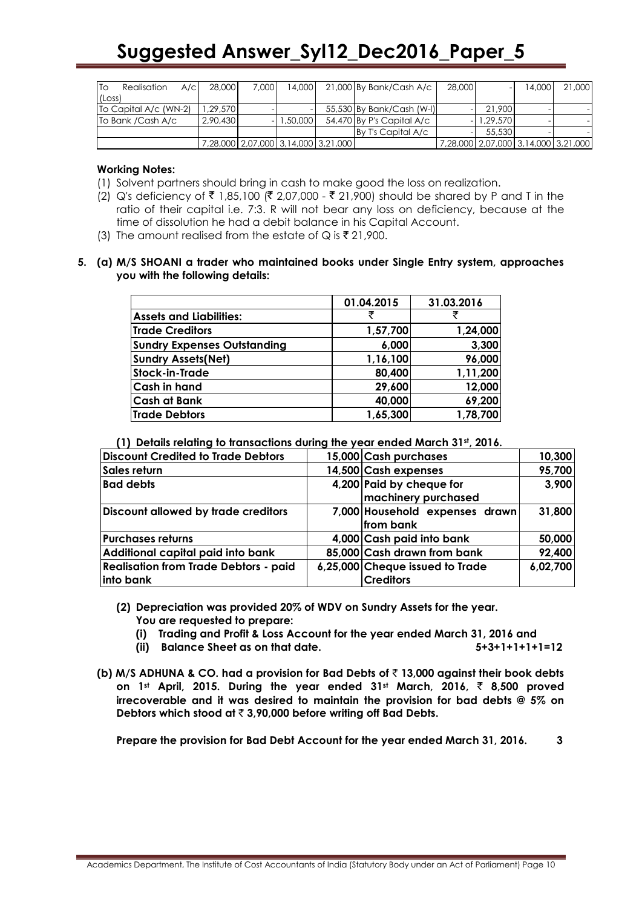| Particulars | | | | | Particulars | | | | |
|---|---|---|---|---|---|---|---|---|---|
| To Realisation A/c (Loss) | 28,000 | 7,000 | 14,000 | 21,000 | By Bank/Cash A/c | 28,000 | - | 14,000 | 21,000 |
| To Capital A/c (WN-2) | 1,29,570 | - | - | 55,530 | By Bank/Cash (W-I) | - | 21,900 | - | - |
| To Bank /Cash A/c | 2,90,430 | - | 1,50,000 | 54,470 | By P's Capital A/c | - | 1,29,570 | - | - |
| | | | | | By T's Capital A/c | - | 55,530 | - | - |
| | 7,28,000 | 2,07,000 | 3,14,000 | 3,21,000 | | 7,28,000 | 2,07,000 | 3,14,000 | 3,21,000 |

**Working Notes:**

(1) Solvent partners should bring in cash to make good the loss on realization.

(2) Q's deficiency of ₹ 1,85,100 (₹ 2,07,000 - ₹ 21,900) should be shared by P and T in the ratio of their capital i.e. 7:3. R will not bear any loss on deficiency, because at the time of dissolution he had a debit balance in his Capital Account.

(3) The amount realised from the estate of Q is ₹ 21,900.

**5. (a) M/S SHOANI a trader who maintained books under Single Entry system, approaches you with the following details:**

| | 01.04.2015 | 31.03.2016 |
|---|---|---|
| **Assets and Liabilities:** | ₹ | ₹ |
| **Trade Creditors** | 1,57,700 | 1,24,000 |
| **Sundry Expenses Outstanding** | 6,000 | 3,300 |
| **Sundry Assets(Net)** | 1,16,100 | 96,000 |
| **Stock-in-Trade** | 80,400 | 1,11,200 |
| **Cash in hand** | 29,600 | 12,000 |
| **Cash at Bank** | 40,000 | 69,200 |
| **Trade Debtors** | 1,65,300 | 1,78,700 |

**(1) Details relating to transactions during the year ended March 31st, 2016.**

| | | | |
|---|---|---|---|
| **Discount Credited to Trade Debtors** | 15,000 | **Cash purchases** | 10,300 |
| **Sales return** | 14,500 | **Cash expenses** | 95,700 |
| **Bad debts** | 4,200 | **Paid by cheque for machinery purchased** | 3,900 |
| **Discount allowed by trade creditors** | 7,000 | **Household expenses drawn from bank** | 31,800 |
| **Purchases returns** | 4,000 | **Cash paid into bank** | 50,000 |
| **Additional capital paid into bank** | 85,000 | **Cash drawn from bank** | 92,400 |
| **Realisation from Trade Debtors - paid into bank** | 6,25,000 | **Cheque issued to Trade Creditors** | 6,02,700 |

**(2) Depreciation was provided 20% of WDV on Sundry Assets for the year.**
**You are requested to prepare:**

**(i) Trading and Profit & Loss Account for the year ended March 31, 2016 and**

**(ii) Balance Sheet as on that date.** **5+3+1+1+1+1=12**

**(b) M/S ADHUNA & CO. had a provision for Bad Debts of ₹ 13,000 against their book debts on 1st April, 2015. During the year ended 31st March, 2016, ₹ 8,500 proved irrecoverable and it was desired to maintain the provision for bad debts @ 5% on Debtors which stood at ₹ 3,90,000 before writing off Bad Debts.**

**Prepare the provision for Bad Debt Account for the year ended March 31, 2016.** **3**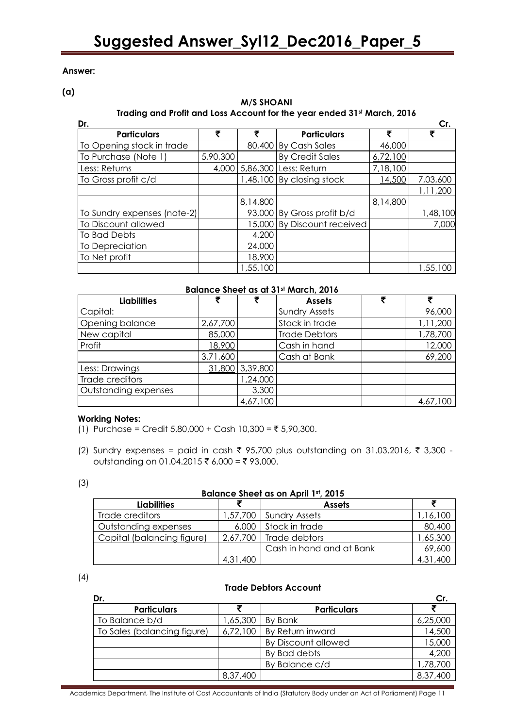**Answer:**

**(a)**

**M/S SHOANI**

**Trading and Profit and Loss Account for the year ended 31st March, 2016**

| Dr. | | | | | Cr. |
|---|---|---|---|---|---|
| **Particulars** | **₹** | **₹** | **Particulars** | **₹** | **₹** |
| To Opening stock in trade | | 80,400 | By Cash Sales | 46,000 | |
| To Purchase (Note 1) | 5,90,300 | | By Credit Sales | 6,72,100 | |
| Less: Returns | 4,000 | 5,86,300 | Less: Return | 7,18,100 | |
| To Gross profit c/d | | 1,48,100 | By closing stock | 14,500 | 7,03,600 |
| | | | | | 1,11,200 |
| | | 8,14,800 | | 8,14,800 | |
| To Sundry expenses (note-2) | | 93,000 | By Gross profit b/d | | 1,48,100 |
| To Discount allowed | | 15,000 | By Discount received | | 7,000 |
| To Bad Debts | | 4,200 | | | |
| To Depreciation | | 24,000 | | | |
| To Net profit | | 18,900 | | | |
| | | 1,55,100 | | | 1,55,100 |

**Balance Sheet as at 31st March, 2016**

| Liabilities | ₹ | ₹ | Assets | ₹ | ₹ |
|---|---|---|---|---|---|
| Capital: | | | Sundry Assets | | 96,000 |
| Opening balance | 2,67,700 | | Stock in trade | | 1,11,200 |
| New capital | 85,000 | | Trade Debtors | | 1,78,700 |
| Profit | 18,900 | | Cash in hand | | 12,000 |
| | 3,71,600 | | Cash at Bank | | 69,200 |
| Less: Drawings | 31,800 | 3,39,800 | | | |
| Trade creditors | | 1,24,000 | | | |
| Outstanding expenses | | 3,300 | | | |
| | | 4,67,100 | | | 4,67,100 |

**Working Notes:**

(1) Purchase = Credit 5,80,000 + Cash 10,300 = ₹ 5,90,300.

(2) Sundry expenses = paid in cash ₹ 95,700 plus outstanding on 31.03.2016, ₹ 3,300 - outstanding on 01.04.2015 ₹ 6,000 = ₹ 93,000.

(3)

**Balance Sheet as on April 1st, 2015**

| Liabilities | ₹ | Assets | ₹ |
|---|---|---|---|
| Trade creditors | 1,57,700 | Sundry Assets | 1,16,100 |
| Outstanding expenses | 6,000 | Stock in trade | 80,400 |
| Capital (balancing figure) | 2,67,700 | Trade debtors | 1,65,300 |
| | | Cash in hand and at Bank | 69,600 |
| | 4,31,400 | | 4,31,400 |

(4)

**Trade Debtors Account**

| Dr. | | | Cr. |
|---|---|---|---|
| **Particulars** | **₹** | **Particulars** | **₹** |
| To Balance b/d | 1,65,300 | By Bank | 6,25,000 |
| To Sales (balancing figure) | 6,72,100 | By Return inward | 14,500 |
| | | By Discount allowed | 15,000 |
| | | By Bad debts | 4,200 |
| | | By Balance c/d | 1,78,700 |
| | 8,37,400 | | 8,37,400 |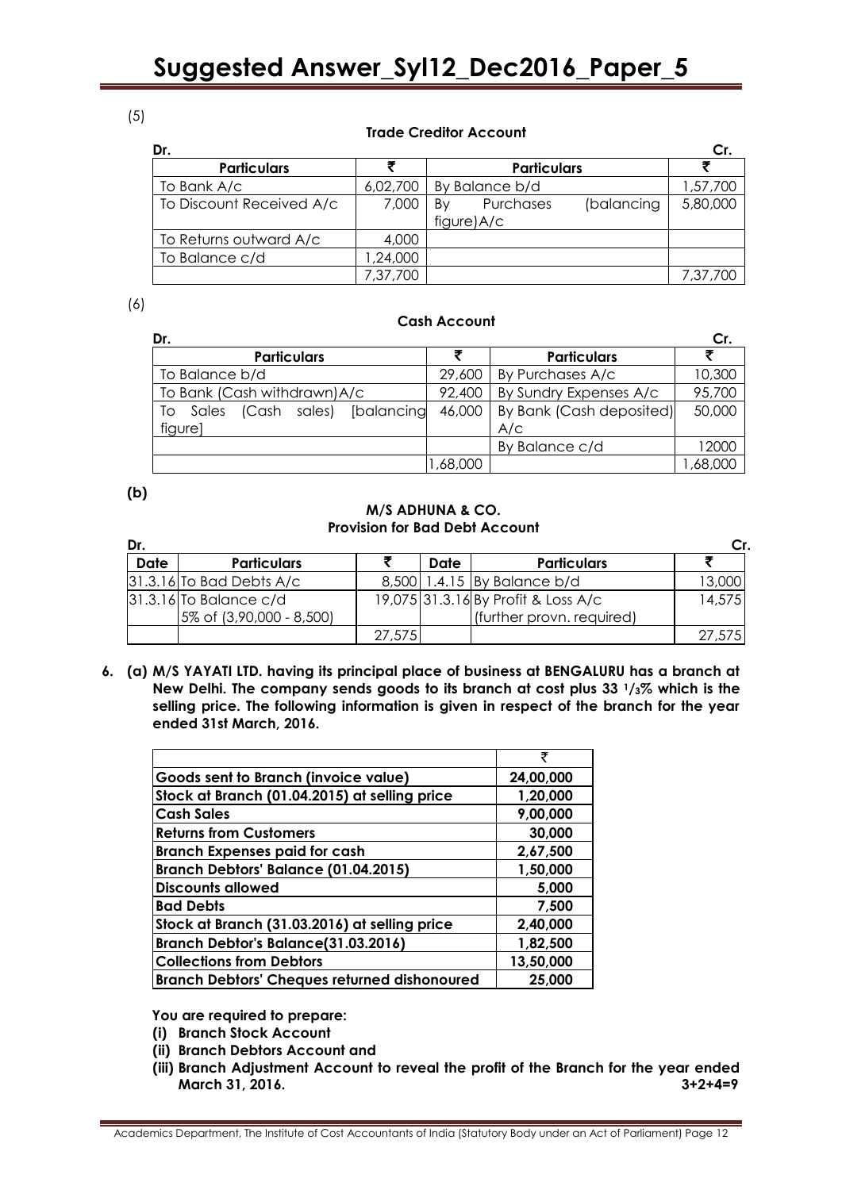(5)

**Trade Creditor Account**

| Dr. | | | Cr. |
|---|---|---|---|
| **Particulars** | **₹** | **Particulars** | **₹** |
| To Bank A/c | 6,02,700 | By Balance b/d | 1,57,700 |
| To Discount Received A/c | 7,000 | By Purchases (balancing figure)A/c | 5,80,000 |
| To Returns outward A/c | 4,000 | | |
| To Balance c/d | 1,24,000 | | |
| | 7,37,700 | | 7,37,700 |

(6)

**Cash Account**

| Dr. | | | Cr. |
|---|---|---|---|
| **Particulars** | **₹** | **Particulars** | **₹** |
| To Balance b/d | 29,600 | By Purchases A/c | 10,300 |
| To Bank (Cash withdrawn)A/c | 92,400 | By Sundry Expenses A/c | 95,700 |
| To Sales (Cash sales) [balancing figure] | 46,000 | By Bank (Cash deposited) A/c | 50,000 |
| | | By Balance c/d | 12000 |
| | 1,68,000 | | 1,68,000 |

**(b)**

**M/S ADHUNA & CO.**
**Provision for Bad Debt Account**

| Dr. | | | | | Cr. |
|---|---|---|---|---|---|
| **Date** | **Particulars** | **₹** | **Date** | **Particulars** | **₹** |
| 31.3.16 | To Bad Debts A/c | 8,500 | 1.4.15 | By Balance b/d | 13,000 |
| 31.3.16 | To Balance c/d 5% of (3,90,000 - 8,500) | 19,075 | 31.3.16 | By Profit & Loss A/c (further provn. required) | 14,575 |
| | | 27,575 | | | 27,575 |

6. **(a) M/S YAYATI LTD. having its principal place of business at BENGALURU has a branch at New Delhi. The company sends goods to its branch at cost plus 33 $^1/_3$% which is the selling price. The following information is given in respect of the branch for the year ended 31st March, 2016.**

| | ₹ |
|---|---|
| **Goods sent to Branch (invoice value)** | **24,00,000** |
| **Stock at Branch (01.04.2015) at selling price** | **1,20,000** |
| **Cash Sales** | **9,00,000** |
| **Returns from Customers** | **30,000** |
| **Branch Expenses paid for cash** | **2,67,500** |
| **Branch Debtors' Balance (01.04.2015)** | **1,50,000** |
| **Discounts allowed** | **5,000** |
| **Bad Debts** | **7,500** |
| **Stock at Branch (31.03.2016) at selling price** | **2,40,000** |
| **Branch Debtor's Balance(31.03.2016)** | **1,82,500** |
| **Collections from Debtors** | **13,50,000** |
| **Branch Debtors' Cheques returned dishonoured** | **25,000** |

**You are required to prepare:**

**(i) Branch Stock Account**

**(ii) Branch Debtors Account and**

**(iii) Branch Adjustment Account to reveal the profit of the Branch for the year ended March 31, 2016.** **3+2+4=9**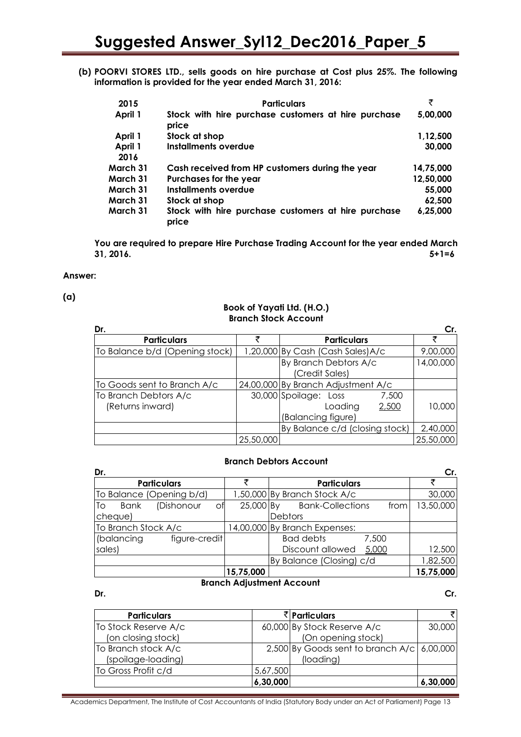**(b) POORVI STORES LTD., sells goods on hire purchase at Cost plus 25%. The following information is provided for the year ended March 31, 2016:**

| 2015 | Particulars | ₹ |
|---|---|---|
| April 1 | Stock with hire purchase customers at hire purchase price | 5,00,000 |
| April 1 | Stock at shop | 1,12,500 |
| April 1 | Installments overdue | 30,000 |
| **2016** | | |
| March 31 | Cash received from HP customers during the year | 14,75,000 |
| March 31 | Purchases for the year | 12,50,000 |
| March 31 | Installments overdue | 55,000 |
| March 31 | Stock at shop | 62,500 |
| March 31 | Stock with hire purchase customers at hire purchase price | 6,25,000 |

**You are required to prepare Hire Purchase Trading Account for the year ended March 31, 2016.** **5+1=6**

**Answer:**

**(a)**

**Book of Yayati Ltd. (H.O.)**
**Branch Stock Account**

Dr. Cr.

| Particulars | ₹ | Particulars | ₹ |
|---|---|---|---|
| To Balance b/d (Opening stock) | 1,20,000 | By Cash (Cash Sales)A/c | 9,00,000 |
| | | By Branch Debtors A/c (Credit Sales) | 14,00,000 |
| To Goods sent to Branch A/c | 24,00,000 | By Branch Adjustment A/c | |
| To Branch Debtors A/c (Returns inward) | 30,000 | Spoilage: Loss 7,500; Loading 2,500 (Balancing figure) | 10,000 |
| | | By Balance c/d (closing stock) | 2,40,000 |
| | 25,50,000 | | 25,50,000 |

**Branch Debtors Account**

Dr. Cr.

| Particulars | ₹ | Particulars | ₹ |
|---|---|---|---|
| To Balance (Opening b/d) | 1,50,000 | By Branch Stock A/c | 30,000 |
| To Bank (Dishonour of cheque) | 25,000 | By Bank-Collections from Debtors | 13,50,000 |
| To Branch Stock A/c (balancing figure-credit sales) | 14,00,000 | By Branch Expenses: | |
| | | Bad debts 7,500; Discount allowed 5,000 | 12,500 |
| | | By Balance (Closing) c/d | 1,82,500 |
| | **15,75,000** | | **15,75,000** |

**Branch Adjustment Account**

Dr. Cr.

| Particulars | ₹ | Particulars | ₹ |
|---|---|---|---|
| To Stock Reserve A/c (on closing stock) | 60,000 | By Stock Reserve A/c (On opening stock) | 30,000 |
| To Branch stock A/c (spoilage-loading) | 2,500 | By Goods sent to branch A/c (loading) | 6,00,000 |
| To Gross Profit c/d | 5,67,500 | | |
| | **6,30,000** | | **6,30,000** |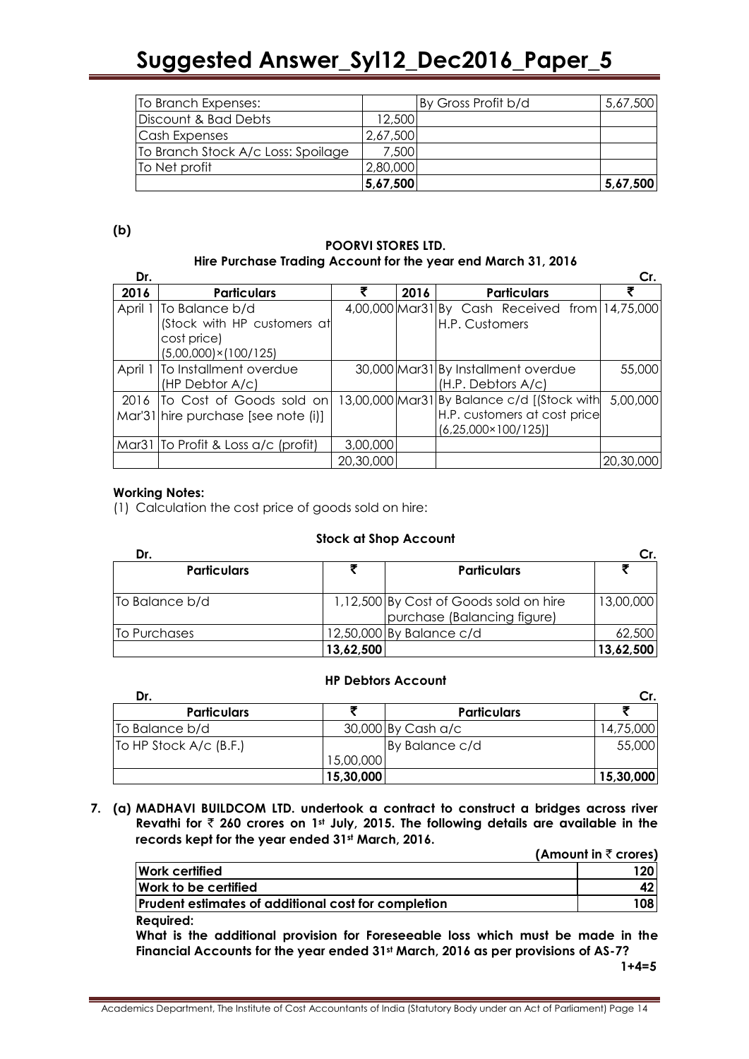| To Branch Expenses: | | By Gross Profit b/d | 5,67,500 |
|---|---|---|---|
| Discount & Bad Debts | 12,500 | | |
| Cash Expenses | 2,67,500 | | |
| To Branch Stock A/c Loss: Spoilage | 7,500 | | |
| To Net profit | 2,80,000 | | |
| | **5,67,500** | | **5,67,500** |

**(b)**

**POORVI STORES LTD.**
**Hire Purchase Trading Account for the year end March 31, 2016**

| Dr. | | | | | Cr. |
|---|---|---|---|---|---|
| **2016** | **Particulars** | **₹** | **2016** | **Particulars** | **₹** |
| April 1 | To Balance b/d (Stock with HP customers at cost price) (5,00,000)×(100/125) | 4,00,000 | Mar31 | By Cash Received from H.P. Customers | 14,75,000 |
| April 1 | To Installment overdue (HP Debtor A/c) | 30,000 | Mar31 | By Installment overdue (H.P. Debtors A/c) | 55,000 |
| 2016 Mar'31 | To Cost of Goods sold on hire purchase [see note (i)] | 13,00,000 | Mar31 | By Balance c/d [(Stock with H.P. customers at cost price (6,25,000×100/125)] | 5,00,000 |
| Mar31 | To Profit & Loss a/c (profit) | 3,00,000 | | | |
| | | 20,30,000 | | | 20,30,000 |

**Working Notes:**

(1) Calculation the cost price of goods sold on hire:

**Stock at Shop Account**

| Dr. | | | Cr. |
|---|---|---|---|
| **Particulars** | **₹** | **Particulars** | **₹** |
| To Balance b/d | 1,12,500 | By Cost of Goods sold on hire purchase (Balancing figure) | 13,00,000 |
| To Purchases | 12,50,000 | By Balance c/d | 62,500 |
| | **13,62,500** | | **13,62,500** |

**HP Debtors Account**

| Dr. | | | Cr. |
|---|---|---|---|
| **Particulars** | **₹** | **Particulars** | **₹** |
| To Balance b/d | 30,000 | By Cash a/c | 14,75,000 |
| To HP Stock A/c (B.F.) | 15,00,000 | By Balance c/d | 55,000 |
| | **15,30,000** | | **15,30,000** |

7. **(a) MADHAVI BUILDCOM LTD. undertook a contract to construct a bridges across river Revathi for ₹ 260 crores on 1st July, 2015. The following details are available in the records kept for the year ended 31st March, 2016.**

**(Amount in ₹ crores)**

| | |
|---|---|
| **Work certified** | **120** |
| **Work to be certified** | **42** |
| **Prudent estimates of additional cost for completion** | **108** |

**Required:**

**What is the additional provision for Foreseeable loss which must be made in the Financial Accounts for the year ended 31st March, 2016 as per provisions of AS-7?**

**1+4=5**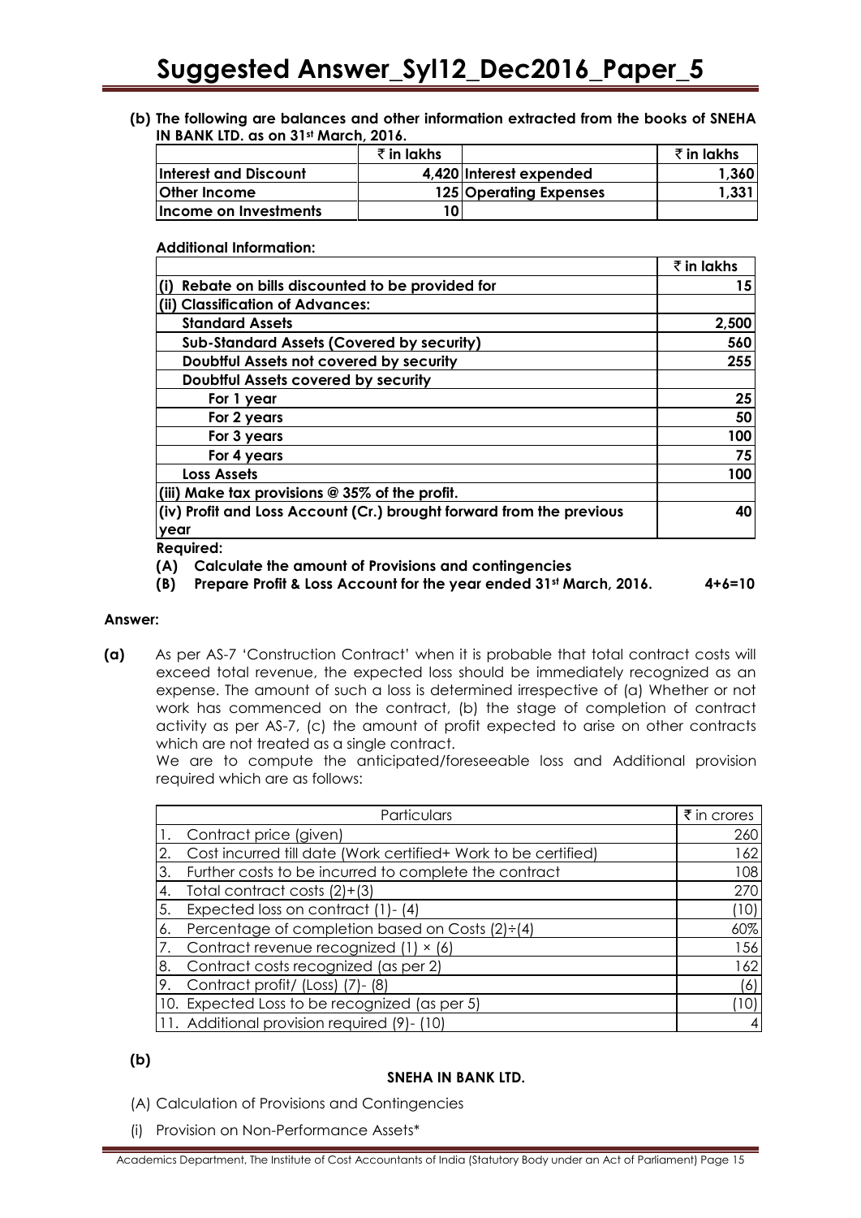**(b) The following are balances and other information extracted from the books of SNEHA IN BANK LTD. as on 31st March, 2016.**

| | ₹ in lakhs | | ₹ in lakhs |
|---|---|---|---|
| **Interest and Discount** | **4,420** | **Interest expended** | **1,360** |
| **Other Income** | **125** | **Operating Expenses** | **1,331** |
| **Income on Investments** | **10** | | |

**Additional Information:**

| | ₹ in lakhs |
|---|---|
| **(i) Rebate on bills discounted to be provided for** | **15** |
| **(ii) Classification of Advances:** | |
| **Standard Assets** | **2,500** |
| **Sub-Standard Assets (Covered by security)** | **560** |
| **Doubtful Assets not covered by security** | **255** |
| **Doubtful Assets covered by security** | |
| **For 1 year** | **25** |
| **For 2 years** | **50** |
| **For 3 years** | **100** |
| **For 4 years** | **75** |
| **Loss Assets** | **100** |
| **(iii) Make tax provisions @ 35% of the profit.** | |
| **(iv) Profit and Loss Account (Cr.) brought forward from the previous year** | **40** |

**Required:**

**(A) Calculate the amount of Provisions and contingencies**

**(B) Prepare Profit & Loss Account for the year ended 31st March, 2016.** **4+6=10**

**Answer:**

**(a)** As per AS-7 'Construction Contract' when it is probable that total contract costs will exceed total revenue, the expected loss should be immediately recognized as an expense. The amount of such a loss is determined irrespective of (a) Whether or not work has commenced on the contract, (b) the stage of completion of contract activity as per AS-7, (c) the amount of profit expected to arise on other contracts which are not treated as a single contract.

We are to compute the anticipated/foreseeable loss and Additional provision required which are as follows:

| Particulars | ₹ in crores |
|---|---|
| 1. Contract price (given) | 260 |
| 2. Cost incurred till date (Work certified+ Work to be certified) | 162 |
| 3. Further costs to be incurred to complete the contract | 108 |
| 4. Total contract costs (2)+(3) | 270 |
| 5. Expected loss on contract (1)- (4) | (10) |
| 6. Percentage of completion based on Costs (2)÷(4) | 60% |
| 7. Contract revenue recognized (1) × (6) | 156 |
| 8. Contract costs recognized (as per 2) | 162 |
| 9. Contract profit/ (Loss) (7)- (8) | (6) |
| 10. Expected Loss to be recognized (as per 5) | (10) |
| 11. Additional provision required (9)- (10) | 4 |

**(b)**

**SNEHA IN BANK LTD.**

(A) Calculation of Provisions and Contingencies

(i) Provision on Non-Performance Assets*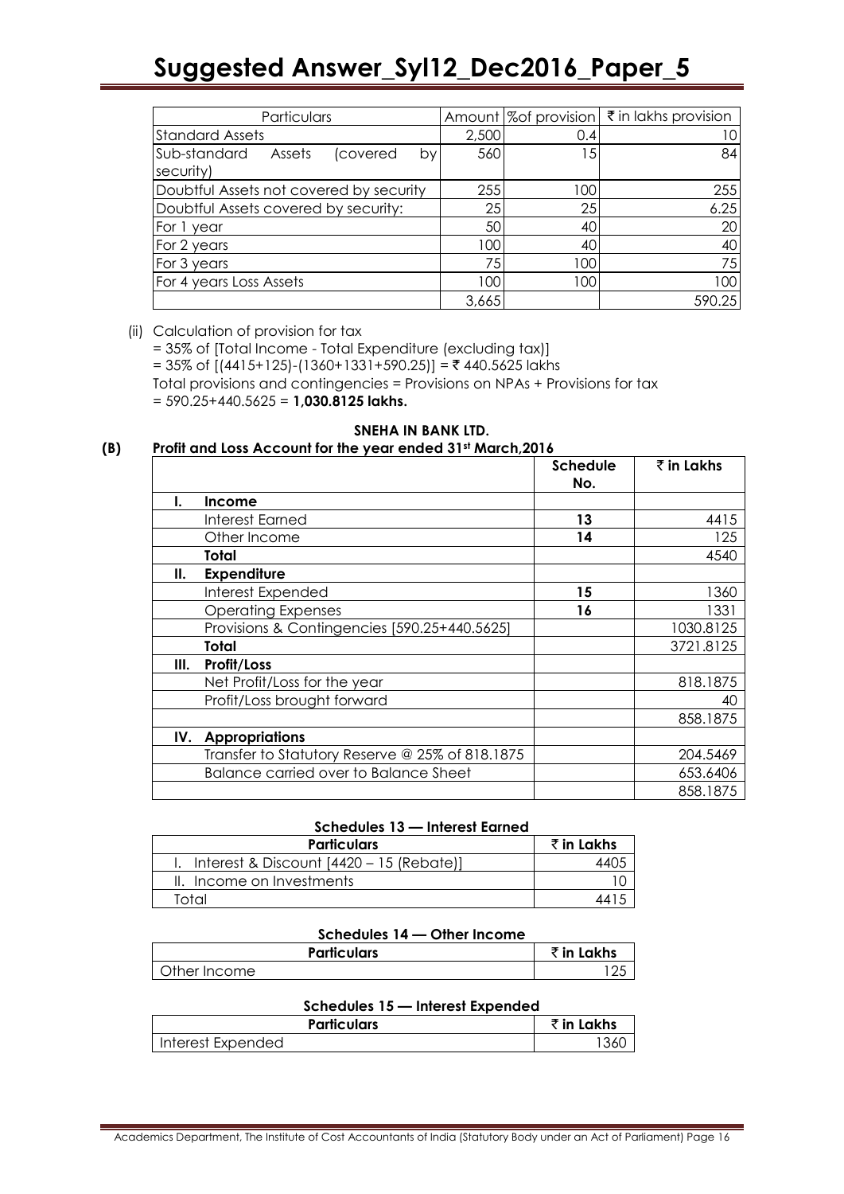| Particulars | Amount | %of provision | ₹ in lakhs provision |
|---|---|---|---|
| Standard Assets | 2,500 | 0.4 | 10 |
| Sub-standard Assets (covered by security) | 560 | 15 | 84 |
| Doubtful Assets not covered by security | 255 | 100 | 255 |
| Doubtful Assets covered by security: | 25 | 25 | 6.25 |
| For 1 year | 50 | 40 | 20 |
| For 2 years | 100 | 40 | 40 |
| For 3 years | 75 | 100 | 75 |
| For 4 years Loss Assets | 100 | 100 | 100 |
| | 3,665 | | 590.25 |

(ii) Calculation of provision for tax

= 35% of [Total Income - Total Expenditure (excluding tax)]

= 35% of [(4415+125)-(1360+1331+590.25)] = ₹ 440.5625 lakhs

Total provisions and contingencies = Provisions on NPAs + Provisions for tax

= 590.25+440.5625 = **1,030.8125 lakhs.**

**SNEHA IN BANK LTD.**

**(B) Profit and Loss Account for the year ended 31st March,2016**

| | | Schedule No. | ₹ in Lakhs |
|---|---|---|---|
| **I.** | **Income** | | |
| | Interest Earned | **13** | 4415 |
| | Other Income | **14** | 125 |
| | **Total** | | 4540 |
| **II.** | **Expenditure** | | |
| | Interest Expended | **15** | 1360 |
| | Operating Expenses | **16** | 1331 |
| | Provisions & Contingencies [590.25+440.5625] | | 1030.8125 |
| | **Total** | | 3721.8125 |
| **III.** | **Profit/Loss** | | |
| | Net Profit/Loss for the year | | 818.1875 |
| | Profit/Loss brought forward | | 40 |
| | | | 858.1875 |
| **IV.** | **Appropriations** | | |
| | Transfer to Statutory Reserve @ 25% of 818.1875 | | 204.5469 |
| | Balance carried over to Balance Sheet | | 653.6406 |
| | | | 858.1875 |

**Schedules 13 — Interest Earned**

| Particulars | ₹ in Lakhs |
|---|---|
| I. Interest & Discount [4420 – 15 (Rebate)] | 4405 |
| II. Income on Investments | 10 |
| Total | 4415 |

**Schedules 14 — Other Income**

| Particulars | ₹ in Lakhs |
|---|---|
| Other Income | 125 |

**Schedules 15 — Interest Expended**

| Particulars | ₹ in Lakhs |
|---|---|
| Interest Expended | 1360 |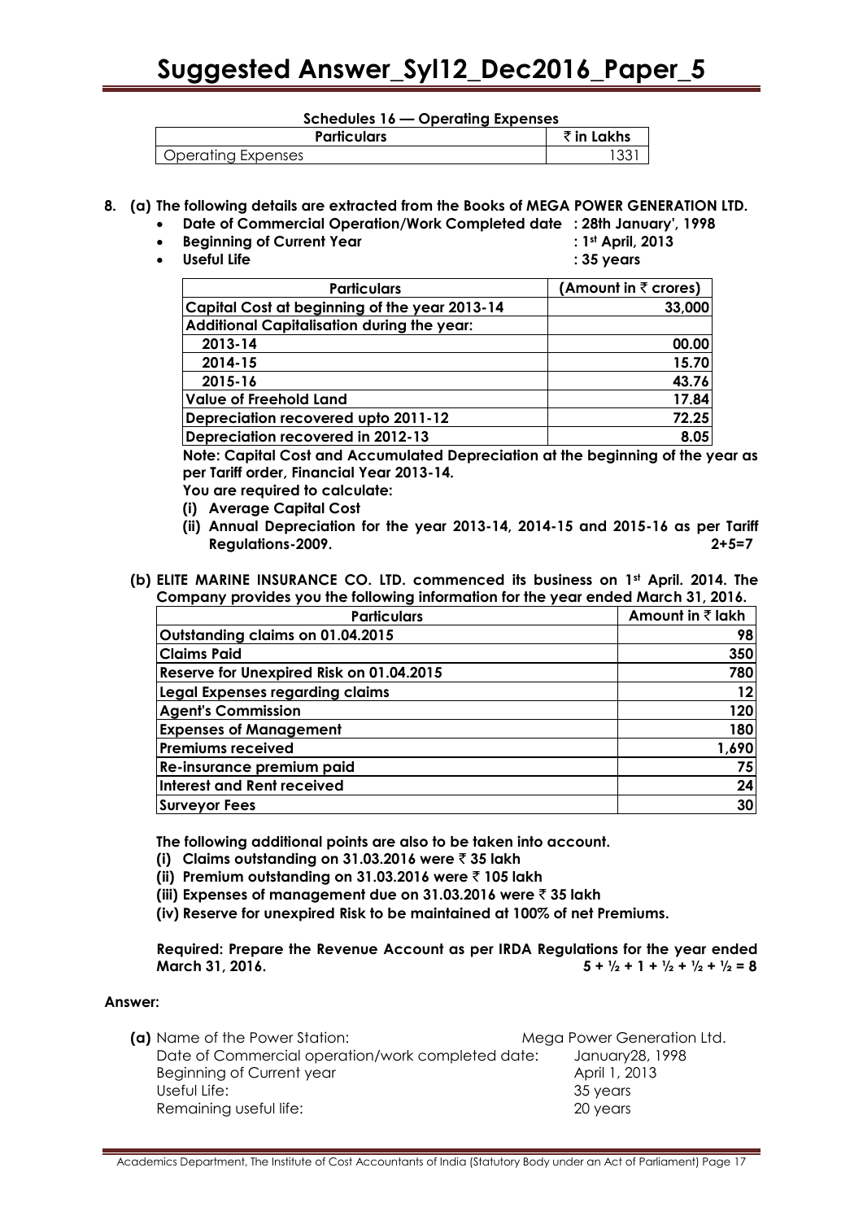**Schedules 16 — Operating Expenses**

| Particulars | ₹ in Lakhs |
|---|---|
| Operating Expenses | 1331 |

**8. (a) The following details are extracted from the Books of MEGA POWER GENERATION LTD.**

- **Date of Commercial Operation/Work Completed date : 28th January', 1998**
- **Beginning of Current Year : 1st April, 2013**
- **Useful Life : 35 years**

| Particulars | (Amount in ₹ crores) |
|---|---|
| Capital Cost at beginning of the year 2013-14 | 33,000 |
| Additional Capitalisation during the year: | |
| 2013-14 | 00.00 |
| 2014-15 | 15.70 |
| 2015-16 | 43.76 |
| Value of Freehold Land | 17.84 |
| Depreciation recovered upto 2011-12 | 72.25 |
| Depreciation recovered in 2012-13 | 8.05 |

**Note: Capital Cost and Accumulated Depreciation at the beginning of the year as per Tariff order, Financial Year 2013-14.**

**You are required to calculate:**

**(i) Average Capital Cost**

**(ii) Annual Depreciation for the year 2013-14, 2014-15 and 2015-16 as per Tariff Regulations-2009.** **2+5=7**

**(b) ELITE MARINE INSURANCE CO. LTD. commenced its business on 1st April. 2014. The Company provides you the following information for the year ended March 31, 2016.**

| Particulars | Amount in ₹ lakh |
|---|---|
| Outstanding claims on 01.04.2015 | 98 |
| Claims Paid | 350 |
| Reserve for Unexpired Risk on 01.04.2015 | 780 |
| Legal Expenses regarding claims | 12 |
| Agent's Commission | 120 |
| Expenses of Management | 180 |
| Premiums received | 1,690 |
| Re-insurance premium paid | 75 |
| Interest and Rent received | 24 |
| Surveyor Fees | 30 |

**The following additional points are also to be taken into account.**

**(i) Claims outstanding on 31.03.2016 were ₹ 35 lakh**

**(ii) Premium outstanding on 31.03.2016 were ₹ 105 lakh**

**(iii) Expenses of management due on 31.03.2016 were ₹ 35 lakh**

**(iv) Reserve for unexpired Risk to be maintained at 100% of net Premiums.**

**Required: Prepare the Revenue Account as per IRDA Regulations for the year ended March 31, 2016.** **5 + ½ + 1 + ½ + ½ + ½ = 8**

**Answer:**

**(a)** Name of the Power Station: Mega Power Generation Ltd.
Date of Commercial operation/work completed date: January28, 1998
Beginning of Current year: April 1, 2013
Useful Life: 35 years
Remaining useful life: 20 years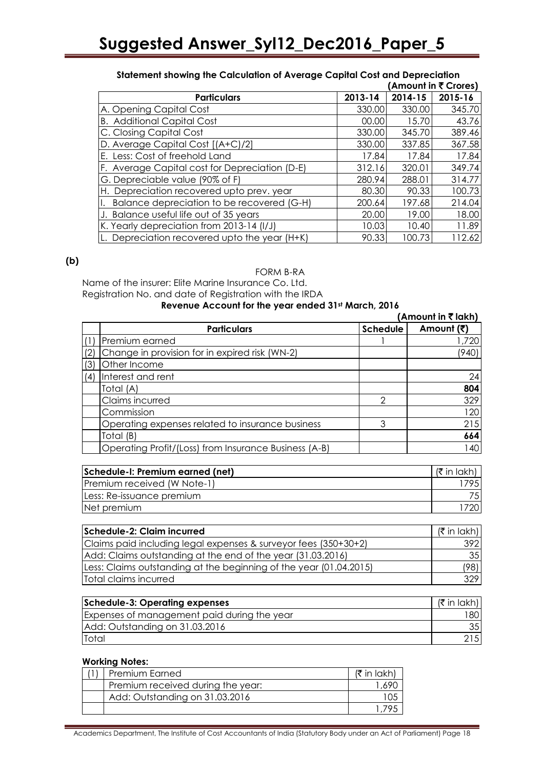**Statement showing the Calculation of Average Capital Cost and Depreciation**

**(Amount in ₹ Crores)**

| Particulars | 2013-14 | 2014-15 | 2015-16 |
|---|---|---|---|
| A. Opening Capital Cost | 330.00 | 330.00 | 345.70 |
| B. Additional Capital Cost | 00.00 | 15.70 | 43.76 |
| C. Closing Capital Cost | 330.00 | 345.70 | 389.46 |
| D. Average Capital Cost [(A+C)/2] | 330.00 | 337.85 | 367.58 |
| E. Less: Cost of freehold Land | 17.84 | 17.84 | 17.84 |
| F. Average Capital cost for Depreciation (D-E) | 312.16 | 320.01 | 349.74 |
| G. Depreciable value (90% of F) | 280.94 | 288.01 | 314.77 |
| H. Depreciation recovered upto prev. year | 80.30 | 90.33 | 100.73 |
| I. Balance depreciation to be recovered (G-H) | 200.64 | 197.68 | 214.04 |
| J. Balance useful life out of 35 years | 20.00 | 19.00 | 18.00 |
| K. Yearly depreciation from 2013-14 (I/J) | 10.03 | 10.40 | 11.89 |
| L. Depreciation recovered upto the year (H+K) | 90.33 | 100.73 | 112.62 |

**(b)**

FORM B-RA

Name of the insurer: Elite Marine Insurance Co. Ltd.

Registration No. and date of Registration with the IRDA

**Revenue Account for the year ended 31st March, 2016**

**(Amount in ₹ lakh)**

| | Particulars | Schedule | Amount (₹) |
|---|---|---|---|
| (1) | Premium earned | 1 | 1,720 |
| (2) | Change in provision for in expired risk (WN-2) | | (940) |
| (3) | Other Income | | |
| (4) | Interest and rent | | 24 |
| | Total (A) | | **804** |
| | Claims incurred | 2 | 329 |
| | Commission | | 120 |
| | Operating expenses related to insurance business | 3 | 215 |
| | Total (B) | | **664** |
| | Operating Profit/(Loss) from Insurance Business (A-B) | | 140 |

| Schedule-I: Premium earned (net) | (₹ in lakh) |
|---|---|
| Premium received (W Note-1) | 1795 |
| Less: Re-issuance premium | 75 |
| Net premium | 1720 |

| Schedule-2: Claim incurred | (₹ in lakh) |
|---|---|
| Claims paid including legal expenses & surveyor fees (350+30+2) | 392 |
| Add: Claims outstanding at the end of the year (31.03.2016) | 35 |
| Less: Claims outstanding at the beginning of the year (01.04.2015) | (98) |
| Total claims incurred | 329 |

| Schedule-3: Operating expenses | (₹ in lakh) |
|---|---|
| Expenses of management paid during the year | 180 |
| Add: Outstanding on 31.03.2016 | 35 |
| Total | 215 |

**Working Notes:**

| (1) | Premium Earned | (₹ in lakh) |
|---|---|---|
| | Premium received during the year: | 1,690 |
| | Add: Outstanding on 31.03.2016 | 105 |
| | | 1,795 |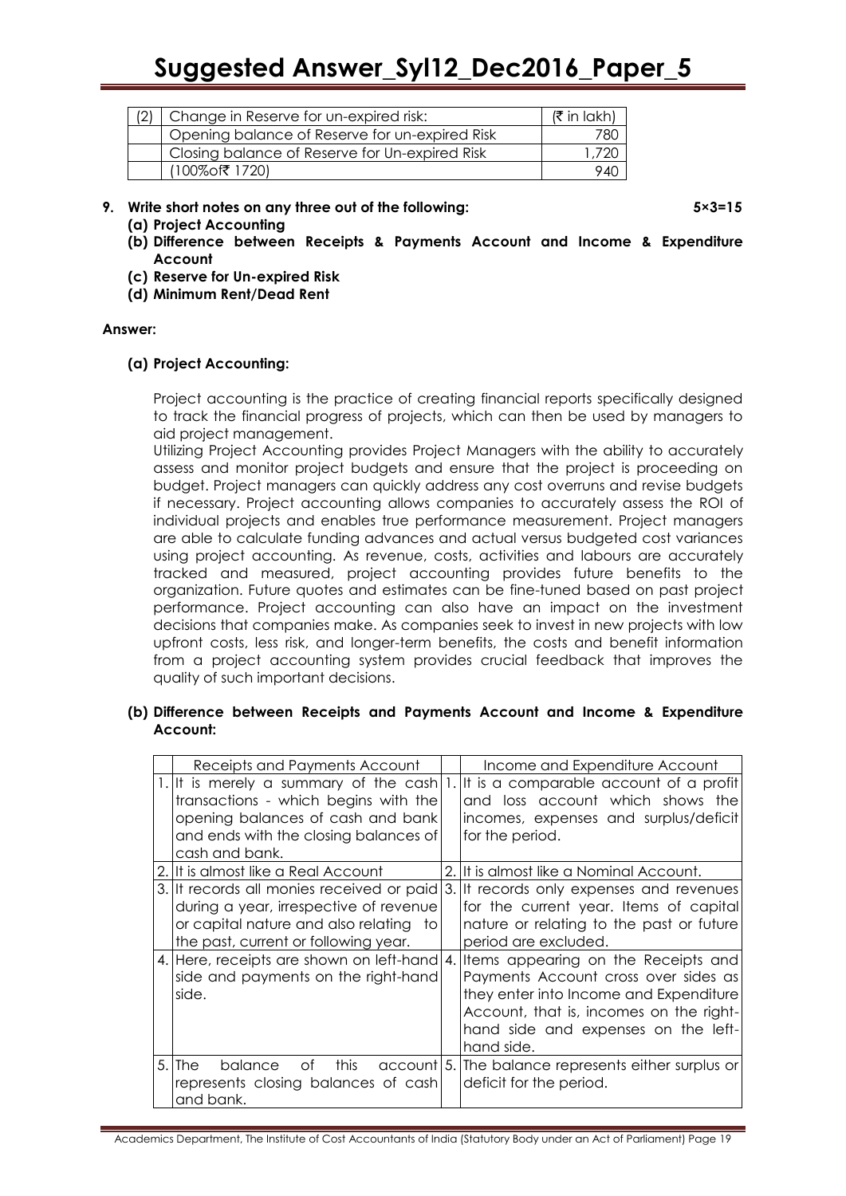| (2) | Change in Reserve for un-expired risk: | (₹ in lakh) |
|---|---|---|
| | Opening balance of Reserve for un-expired Risk | 780 |
| | Closing balance of Reserve for Un-expired Risk | 1,720 |
| | (100%of₹ 1720) | 940 |

**9. Write short notes on any three out of the following: 5×3=15**

**(a) Project Accounting**

**(b) Difference between Receipts & Payments Account and Income & Expenditure Account**

**(c) Reserve for Un-expired Risk**

**(d) Minimum Rent/Dead Rent**

**Answer:**

**(a) Project Accounting:**

Project accounting is the practice of creating financial reports specifically designed to track the financial progress of projects, which can then be used by managers to aid project management.

Utilizing Project Accounting provides Project Managers with the ability to accurately assess and monitor project budgets and ensure that the project is proceeding on budget. Project managers can quickly address any cost overruns and revise budgets if necessary. Project accounting allows companies to accurately assess the ROI of individual projects and enables true performance measurement. Project managers are able to calculate funding advances and actual versus budgeted cost variances using project accounting. As revenue, costs, activities and labours are accurately tracked and measured, project accounting provides future benefits to the organization. Future quotes and estimates can be fine-tuned based on past project performance. Project accounting can also have an impact on the investment decisions that companies make. As companies seek to invest in new projects with low upfront costs, less risk, and longer-term benefits, the costs and benefit information from a project accounting system provides crucial feedback that improves the quality of such important decisions.

**(b) Difference between Receipts and Payments Account and Income & Expenditure Account:**

| | Receipts and Payments Account | | Income and Expenditure Account |
|---|---|---|---|
| 1. | It is merely a summary of the cash transactions - which begins with the opening balances of cash and bank and ends with the closing balances of cash and bank. | 1. | It is a comparable account of a profit and loss account which shows the incomes, expenses and surplus/deficit for the period. |
| 2. | It is almost like a Real Account | 2. | It is almost like a Nominal Account. |
| 3. | It records all monies received or paid during a year, irrespective of revenue or capital nature and also relating to the past, current or following year. | 3. | It records only expenses and revenues for the current year. Items of capital nature or relating to the past or future period are excluded. |
| 4. | Here, receipts are shown on left-hand side and payments on the right-hand side. | 4. | Items appearing on the Receipts and Payments Account cross over sides as they enter into Income and Expenditure Account, that is, incomes on the right-hand side and expenses on the left-hand side. |
| 5. | The balance of this account represents closing balances of cash and bank. | 5. | The balance represents either surplus or deficit for the period. |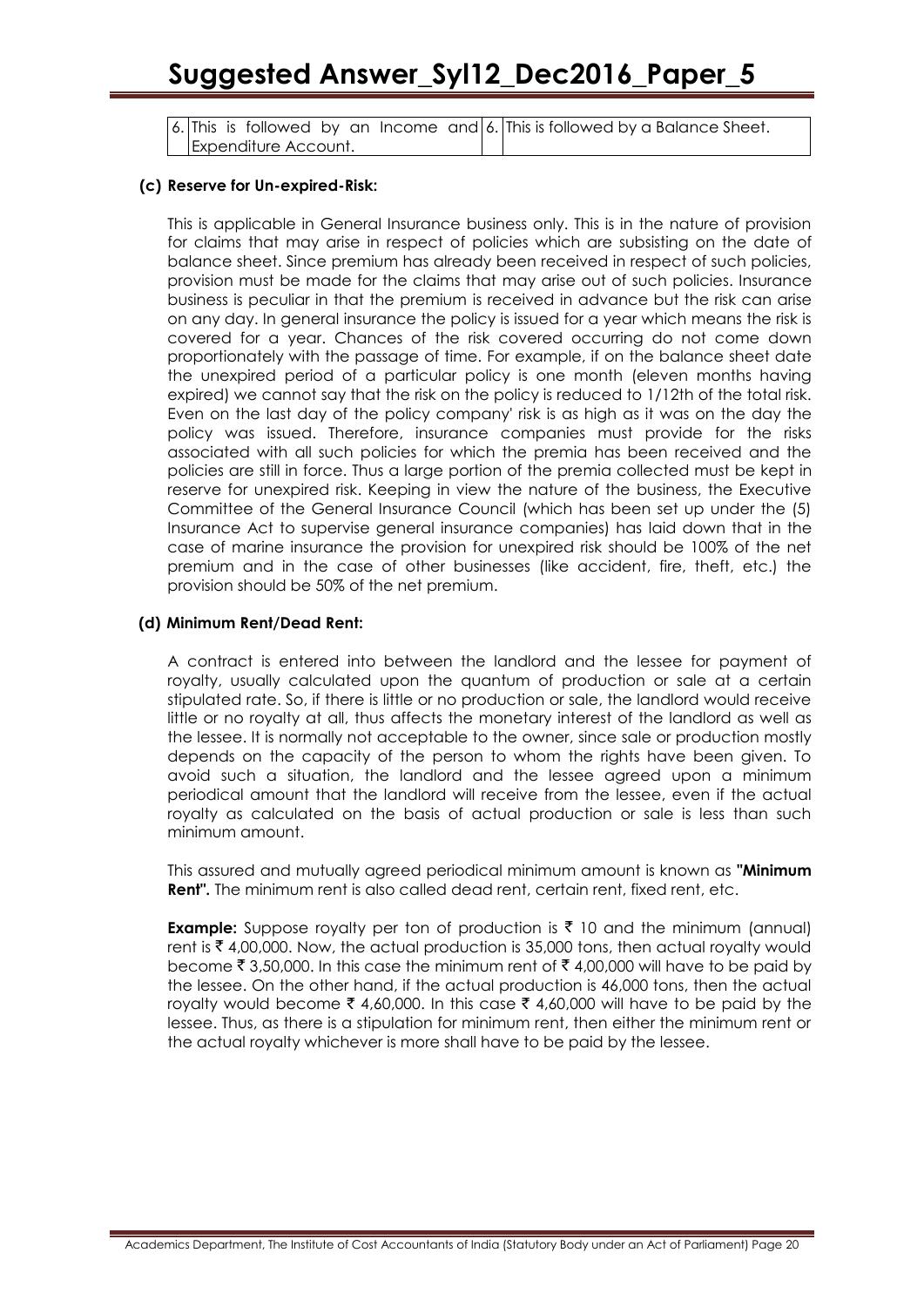| | | | |
|---|---|---|---|
| 6. | This is followed by an Income and Expenditure Account. | 6. | This is followed by a Balance Sheet. |

**(c) Reserve for Un-expired-Risk:**

This is applicable in General Insurance business only. This is in the nature of provision for claims that may arise in respect of policies which are subsisting on the date of balance sheet. Since premium has already been received in respect of such policies, provision must be made for the claims that may arise out of such policies. Insurance business is peculiar in that the premium is received in advance but the risk can arise on any day. In general insurance the policy is issued for a year which means the risk is covered for a year. Chances of the risk covered occurring do not come down proportionately with the passage of time. For example, if on the balance sheet date the unexpired period of a particular policy is one month (eleven months having expired) we cannot say that the risk on the policy is reduced to 1/12th of the total risk. Even on the last day of the policy company' risk is as high as it was on the day the policy was issued. Therefore, insurance companies must provide for the risks associated with all such policies for which the premia has been received and the policies are still in force. Thus a large portion of the premia collected must be kept in reserve for unexpired risk. Keeping in view the nature of the business, the Executive Committee of the General Insurance Council (which has been set up under the (5) Insurance Act to supervise general insurance companies) has laid down that in the case of marine insurance the provision for unexpired risk should be 100% of the net premium and in the case of other businesses (like accident, fire, theft, etc.) the provision should be 50% of the net premium.

**(d) Minimum Rent/Dead Rent:**

A contract is entered into between the landlord and the lessee for payment of royalty, usually calculated upon the quantum of production or sale at a certain stipulated rate. So, if there is little or no production or sale, the landlord would receive little or no royalty at all, thus affects the monetary interest of the landlord as well as the lessee. It is normally not acceptable to the owner, since sale or production mostly depends on the capacity of the person to whom the rights have been given. To avoid such a situation, the landlord and the lessee agreed upon a minimum periodical amount that the landlord will receive from the lessee, even if the actual royalty as calculated on the basis of actual production or sale is less than such minimum amount.

This assured and mutually agreed periodical minimum amount is known as **"Minimum Rent".** The minimum rent is also called dead rent, certain rent, fixed rent, etc.

**Example:** Suppose royalty per ton of production is ₹ 10 and the minimum (annual) rent is ₹ 4,00,000. Now, the actual production is 35,000 tons, then actual royalty would become ₹ 3,50,000. In this case the minimum rent of ₹ 4,00,000 will have to be paid by the lessee. On the other hand, if the actual production is 46,000 tons, then the actual royalty would become ₹ 4,60,000. In this case ₹ 4,60,000 will have to be paid by the lessee. Thus, as there is a stipulation for minimum rent, then either the minimum rent or the actual royalty whichever is more shall have to be paid by the lessee.